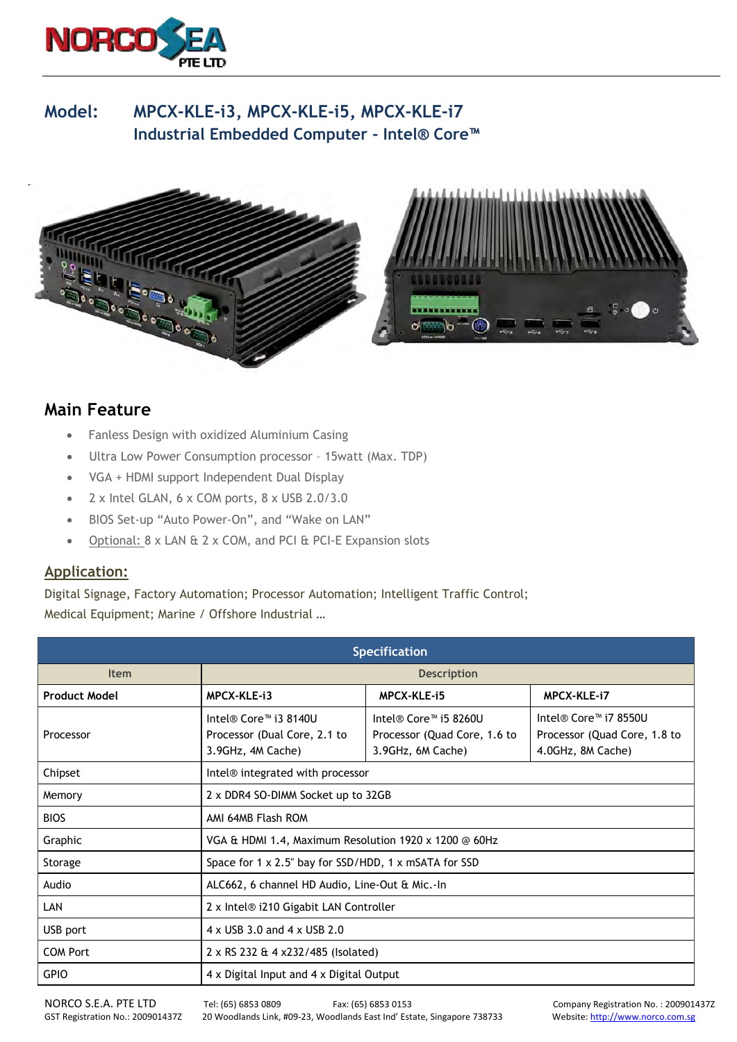# Model: MPCX-KLE-i3, MPCX-KLE-i5, MPCX-KLE-i7

## Industrial Embedded Computer - Intel® Core™

## Main Feature

- Fanless Design with oxidized Aluminium Casing
- Ultra Low Power Consumption processor – 15watt (Max. TDP)
- VGA + HDMI support Independent Dual Display
- 2 x Intel GLAN, 6 x COM ports, 8 x USB 2.0/3.0
- BIOS Set-up "Auto Power-On", and "Wake on LAN"
- Optional: 8 x LAN & 2 x COM, and PCI & PCI-E Expansion slots

## Application:

Digital Signage, Factory Automation; Processor Automation; Intelligent Traffic Control; Medical Equipment; Marine / Offshore Industrial …

| Specification | | | |
|---|---|---|---|
| **Item** | **Description** | | |
| **Product Model** | **MPCX-KLE-i3** | **MPCX-KLE-i5** | **MPCX-KLE-i7** |
| Processor | Intel® Core™ i3 8140U Processor (Dual Core, 2.1 to 3.9GHz, 4M Cache) | Intel® Core™ i5 8260U Processor (Quad Core, 1.6 to 3.9GHz, 6M Cache) | Intel® Core™ i7 8550U Processor (Quad Core, 1.8 to 4.0GHz, 8M Cache) |
| Chipset | Intel® integrated with processor | | |
| Memory | 2 x DDR4 SO-DIMM Socket up to 32GB | | |
| BIOS | AMI 64MB Flash ROM | | |
| Graphic | VGA & HDMI 1.4, Maximum Resolution 1920 x 1200 @ 60Hz | | |
| Storage | Space for 1 x 2.5" bay for SSD/HDD, 1 x mSATA for SSD | | |
| Audio | ALC662, 6 channel HD Audio, Line-Out & Mic.-In | | |
| LAN | 2 x Intel® i210 Gigabit LAN Controller | | |
| USB port | 4 x USB 3.0 and 4 x USB 2.0 | | |
| COM Port | 2 x RS 232 & 4 x232/485 (Isolated) | | |
| GPIO | 4 x Digital Input and 4 x Digital Output | | |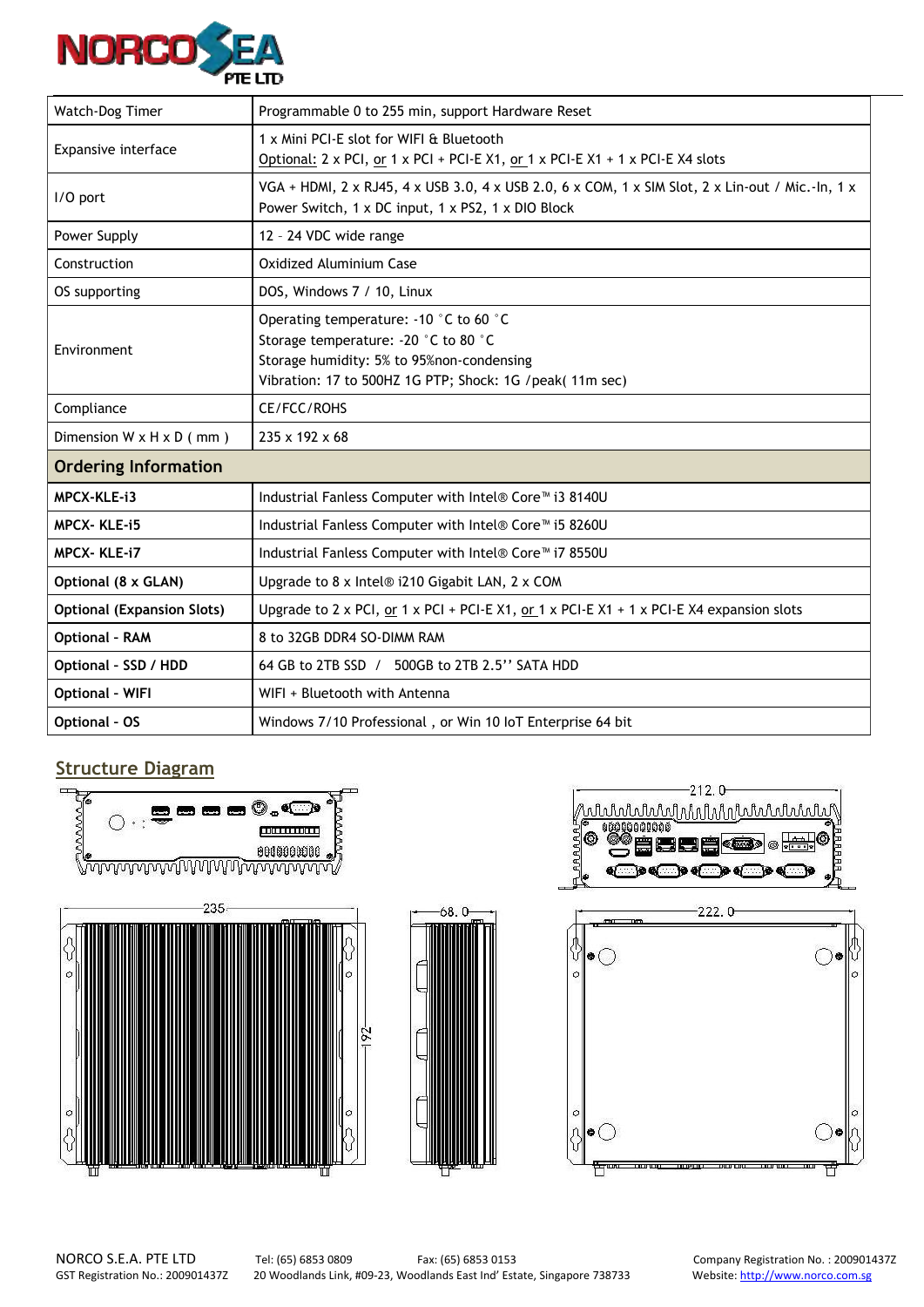| Watch-Dog Timer | Programmable 0 to 255 min, support Hardware Reset |
|---|---|
| Expansive interface | 1 x Mini PCI-E slot for WIFI & Bluetooth<br>Optional: 2 x PCI, or 1 x PCI + PCI-E X1, or 1 x PCI-E X1 + 1 x PCI-E X4 slots |
| I/O port | VGA + HDMI, 2 x RJ45, 4 x USB 3.0, 4 x USB 2.0, 6 x COM, 1 x SIM Slot, 2 x Lin-out / Mic.-In, 1 x Power Switch, 1 x DC input, 1 x PS2, 1 x DIO Block |
| Power Supply | 12 – 24 VDC wide range |
| Construction | Oxidized Aluminium Case |
| OS supporting | DOS, Windows 7 / 10, Linux |
| Environment | Operating temperature: -10 °C to 60 °C<br>Storage temperature: -20 °C to 80 °C<br>Storage humidity: 5% to 95%non-condensing<br>Vibration: 17 to 500HZ 1G PTP; Shock: 1G /peak( 11m sec) |
| Compliance | CE/FCC/ROHS |
| Dimension W x H x D ( mm ) | 235 x 192 x 68 |
| **Ordering Information** | |
| **MPCX-KLE-i3** | Industrial Fanless Computer with Intel® Core™ i3 8140U |
| **MPCX- KLE-i5** | Industrial Fanless Computer with Intel® Core™ i5 8260U |
| **MPCX- KLE-i7** | Industrial Fanless Computer with Intel® Core™ i7 8550U |
| **Optional (8 x GLAN)** | Upgrade to 8 x Intel® i210 Gigabit LAN, 2 x COM |
| **Optional (Expansion Slots)** | Upgrade to 2 x PCI, or 1 x PCI + PCI-E X1, or 1 x PCI-E X1 + 1 x PCI-E X4 expansion slots |
| **Optional - RAM** | 8 to 32GB DDR4 SO-DIMM RAM |
| **Optional - SSD / HDD** | 64 GB to 2TB SSD / 500GB to 2TB 2.5'' SATA HDD |
| **Optional - WIFI** | WIFI + Bluetooth with Antenna |
| **Optional - OS** | Windows 7/10 Professional , or Win 10 IoT Enterprise 64 bit |

## Structure Diagram

212.0

235

68.0

192

222.0

NORCO S.E.A. PTE LTD
GST Registration No.: 200901437Z

Tel: (65) 6853 0809 Fax: (65) 6853 0153
20 Woodlands Link, #09-23, Woodlands East Ind' Estate, Singapore 738733

Company Registration No. : 200901437Z
Website: http://www.norco.com.sg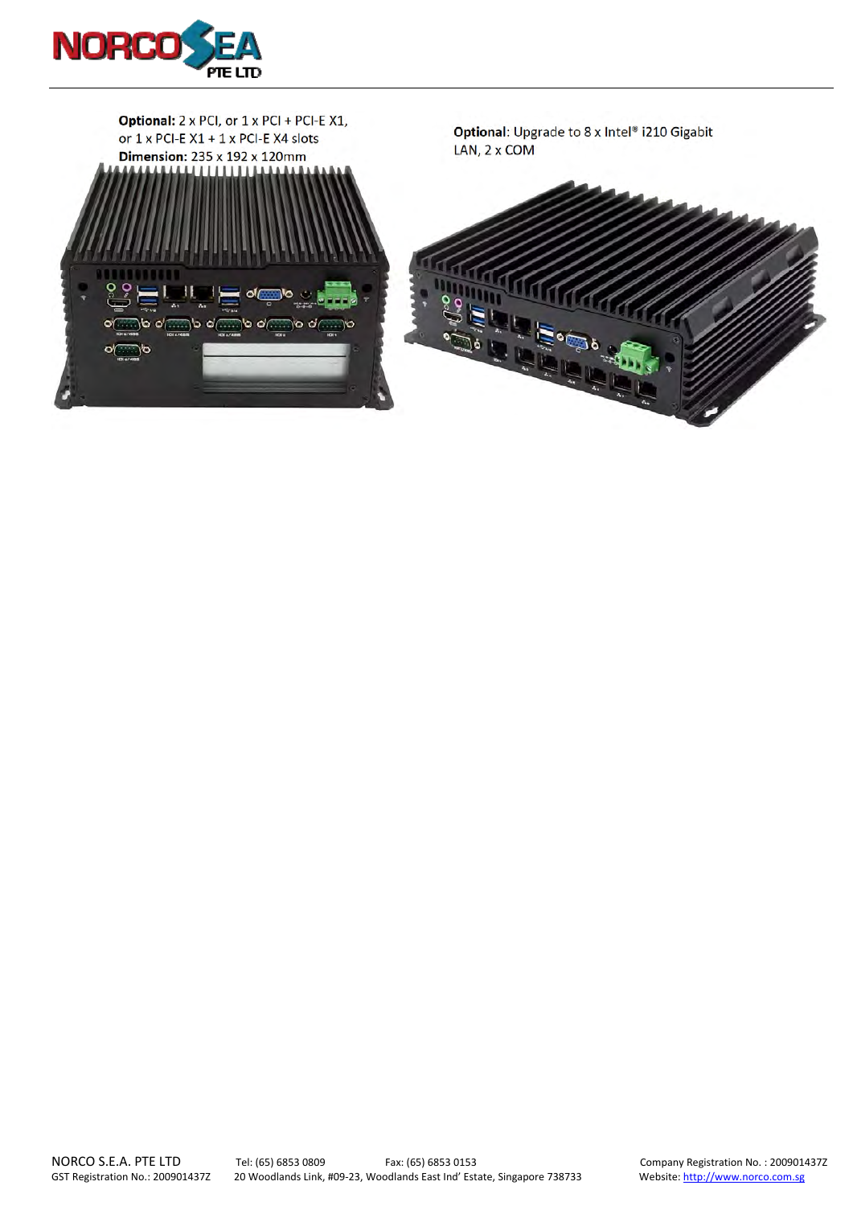**Optional:** 2 x PCI, or 1 x PCI + PCI-E X1, or 1 x PCI-E X1 + 1 x PCI-E X4 slots
**Dimension:** 235 x 192 x 120mm

**Optional**: Upgrade to 8 x Intel® i210 Gigabit LAN, 2 x COM